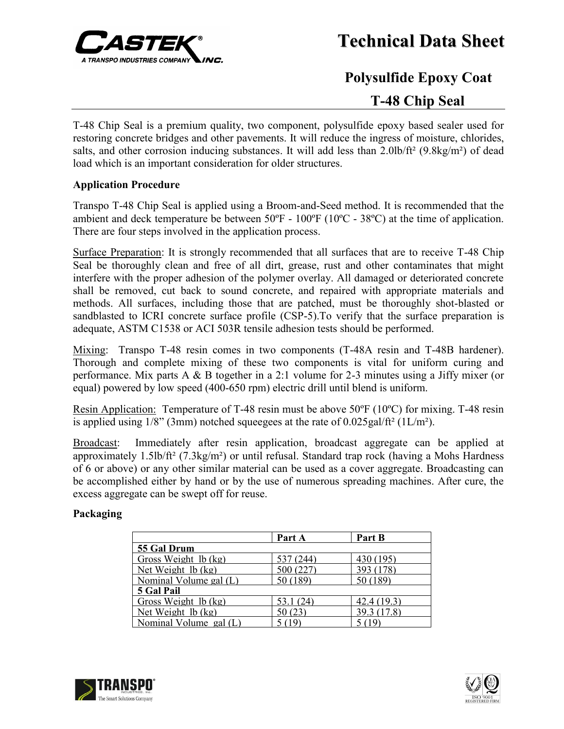# Technical Data Sheet

## Polysulfide Epoxy Coat

## T-48 Chip Seal

T-48 Chip Seal is a premium quality, two component, polysulfide epoxy based sealer used for restoring concrete bridges and other pavements. It will reduce the ingress of moisture, chlorides, salts, and other corrosion inducing substances. It will add less than 2.0lb/ft² (9.8kg/m²) of dead load which is an important consideration for older structures.

### Application Procedure

Transpo T-48 Chip Seal is applied using a Broom-and-Seed method. It is recommended that the ambient and deck temperature be between 50ºF - 100ºF (10ºC - 38ºC) at the time of application. There are four steps involved in the application process.

Surface Preparation: It is strongly recommended that all surfaces that are to receive T-48 Chip Seal be thoroughly clean and free of all dirt, grease, rust and other contaminates that might interfere with the proper adhesion of the polymer overlay. All damaged or deteriorated concrete shall be removed, cut back to sound concrete, and repaired with appropriate materials and methods. All surfaces, including those that are patched, must be thoroughly shot-blasted or sandblasted to ICRI concrete surface profile (CSP-5).To verify that the surface preparation is adequate, ASTM C1538 or ACI 503R tensile adhesion tests should be performed.

Mixing: Transpo T-48 resin comes in two components (T-48A resin and T-48B hardener). Thorough and complete mixing of these two components is vital for uniform curing and performance. Mix parts A & B together in a 2:1 volume for 2-3 minutes using a Jiffy mixer (or equal) powered by low speed (400-650 rpm) electric drill until blend is uniform.

Resin Application: Temperature of T-48 resin must be above 50ºF (10ºC) for mixing. T-48 resin is applied using 1/8" (3mm) notched squeegees at the rate of 0.025gal/ft² (1L/m²).

Broadcast: Immediately after resin application, broadcast aggregate can be applied at approximately 1.5lb/ft² (7.3kg/m²) or until refusal. Standard trap rock (having a Mohs Hardness of 6 or above) or any other similar material can be used as a cover aggregate. Broadcasting can be accomplished either by hand or by the use of numerous spreading machines. After cure, the excess aggregate can be swept off for reuse.

### Packaging

| | Part A | Part B |
|---|---|---|
| **55 Gal Drum** | | |
| Gross Weight lb (kg) | 537 (244) | 430 (195) |
| Net Weight lb (kg) | 500 (227) | 393 (178) |
| Nominal Volume gal (L) | 50 (189) | 50 (189) |
| **5 Gal Pail** | | |
| Gross Weight lb (kg) | 53.1 (24) | 42.4 (19.3) |
| Net Weight lb (kg) | 50 (23) | 39.3 (17.8) |
| Nominal Volume gal (L) | 5 (19) | 5 (19) |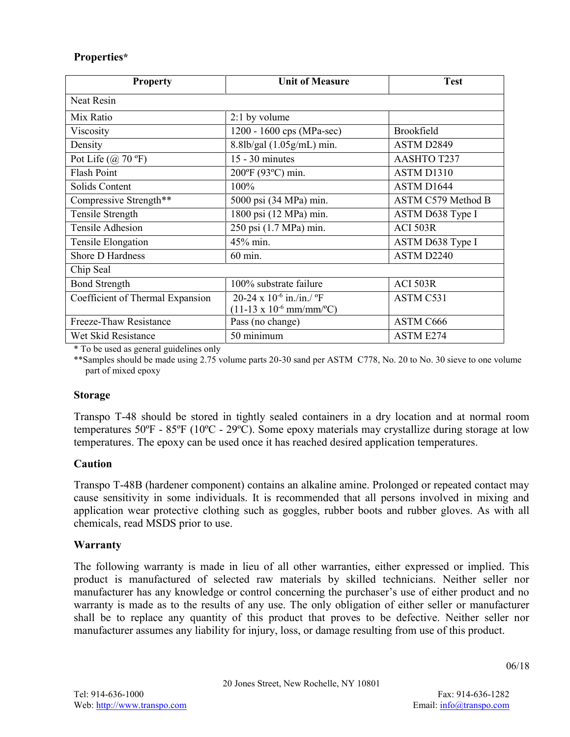## Properties*

| Property | Unit of Measure | Test |
|---|---|---|
| Neat Resin | | |
| Mix Ratio | 2:1 by volume | |
| Viscosity | 1200 - 1600 cps (MPa-sec) | Brookfield |
| Density | 8.8lb/gal (1.05g/mL) min. | ASTM D2849 |
| Pot Life (@ 70 ºF) | 15 - 30 minutes | AASHTO T237 |
| Flash Point | 200ºF (93ºC) min. | ASTM D1310 |
| Solids Content | 100% | ASTM D1644 |
| Compressive Strength** | 5000 psi (34 MPa) min. | ASTM C579 Method B |
| Tensile Strength | 1800 psi (12 MPa) min. | ASTM D638 Type I |
| Tensile Adhesion | 250 psi (1.7 MPa) min. | ACI 503R |
| Tensile Elongation | 45% min. | ASTM D638 Type I |
| Shore D Hardness | 60 min. | ASTM D2240 |
| Chip Seal | | |
| Bond Strength | 100% substrate failure | ACI 503R |
| Coefficient of Thermal Expansion | 20-24 x $10^{-6}$ in./in./ ºF (11-13 x $10^{-6}$ mm/mm/ºC) | ASTM C531 |
| Freeze-Thaw Resistance | Pass (no change) | ASTM C666 |
| Wet Skid Resistance | 50 minimum | ASTM E274 |

\* To be used as general guidelines only

**Samples should be made using 2.75 volume parts 20-30 sand per ASTM C778, No. 20 to No. 30 sieve to one volume part of mixed epoxy

### Storage

Transpo T-48 should be stored in tightly sealed containers in a dry location and at normal room temperatures 50ºF - 85ºF (10ºC - 29ºC). Some epoxy materials may crystallize during storage at low temperatures. The epoxy can be used once it has reached desired application temperatures.

### Caution

Transpo T-48B (hardener component) contains an alkaline amine. Prolonged or repeated contact may cause sensitivity in some individuals. It is recommended that all persons involved in mixing and application wear protective clothing such as goggles, rubber boots and rubber gloves. As with all chemicals, read MSDS prior to use.

### Warranty

The following warranty is made in lieu of all other warranties, either expressed or implied. This product is manufactured of selected raw materials by skilled technicians. Neither seller nor manufacturer has any knowledge or control concerning the purchaser's use of either product and no warranty is made as to the results of any use. The only obligation of either seller or manufacturer shall be to replace any quantity of this product that proves to be defective. Neither seller nor manufacturer assumes any liability for injury, loss, or damage resulting from use of this product.

06/18

20 Jones Street, New Rochelle, NY 10801

Tel: 914-636-1000 Fax: 914-636-1282
Web: http://www.transpo.com Email: info@transpo.com